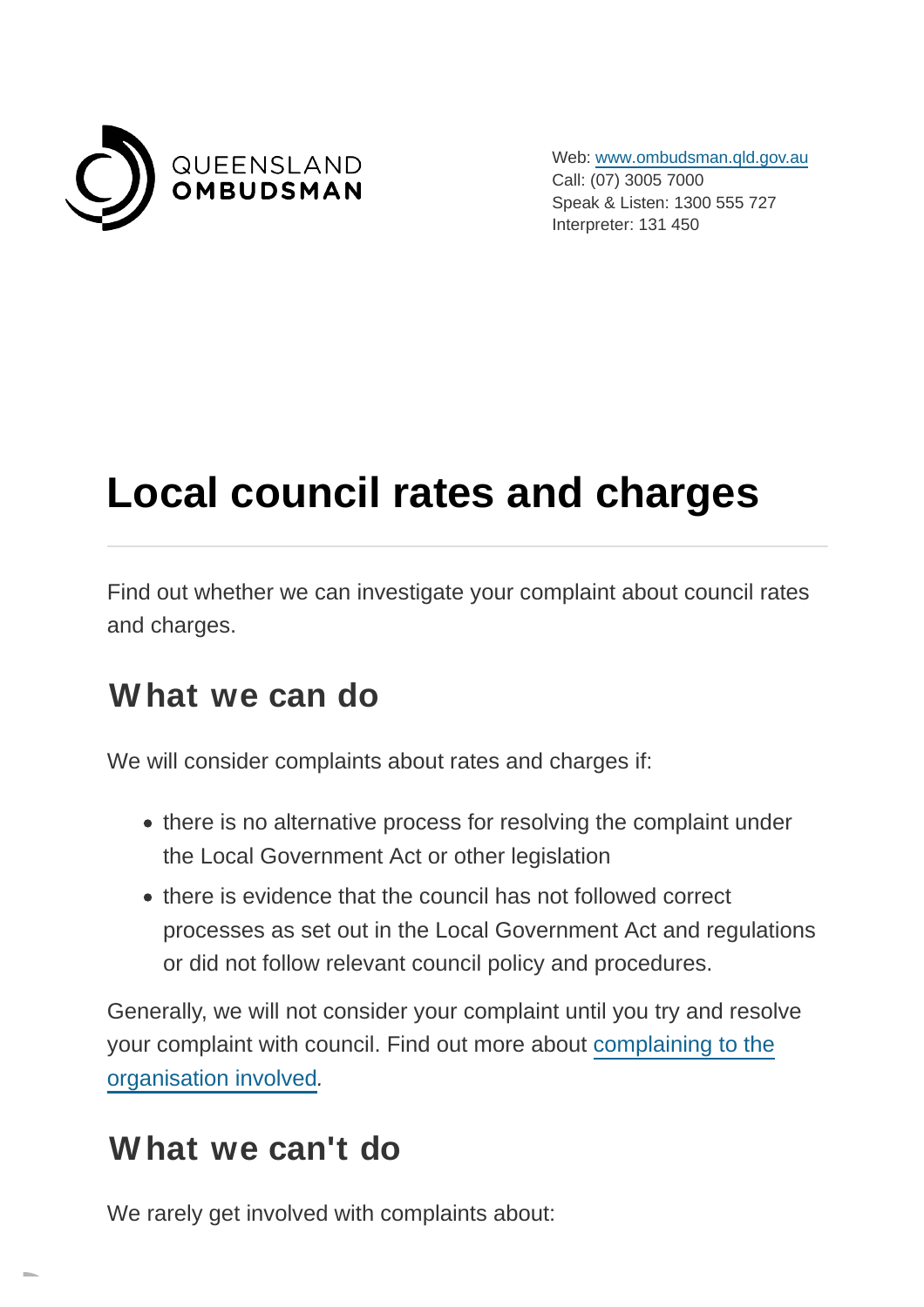QUEENSLAND OMBUDSMAN

Web: [www.ombudsman.qld.gov.au](http://www.ombudsman.qld.gov.au)
Call: (07) 3005 7000
Speak & Listen: 1300 555 727
Interpreter: 131 450

# Local council rates and charges

Find out whether we can investigate your complaint about council rates and charges.

## What we can do

We will consider complaints about rates and charges if:

- there is no alternative process for resolving the complaint under the Local Government Act or other legislation
- there is evidence that the council has not followed correct processes as set out in the Local Government Act and regulations or did not follow relevant council policy and procedures.

Generally, we will not consider your complaint until you try and resolve your complaint with council. Find out more about complaining to the organisation involved.

## What we can't do

We rarely get involved with complaints about: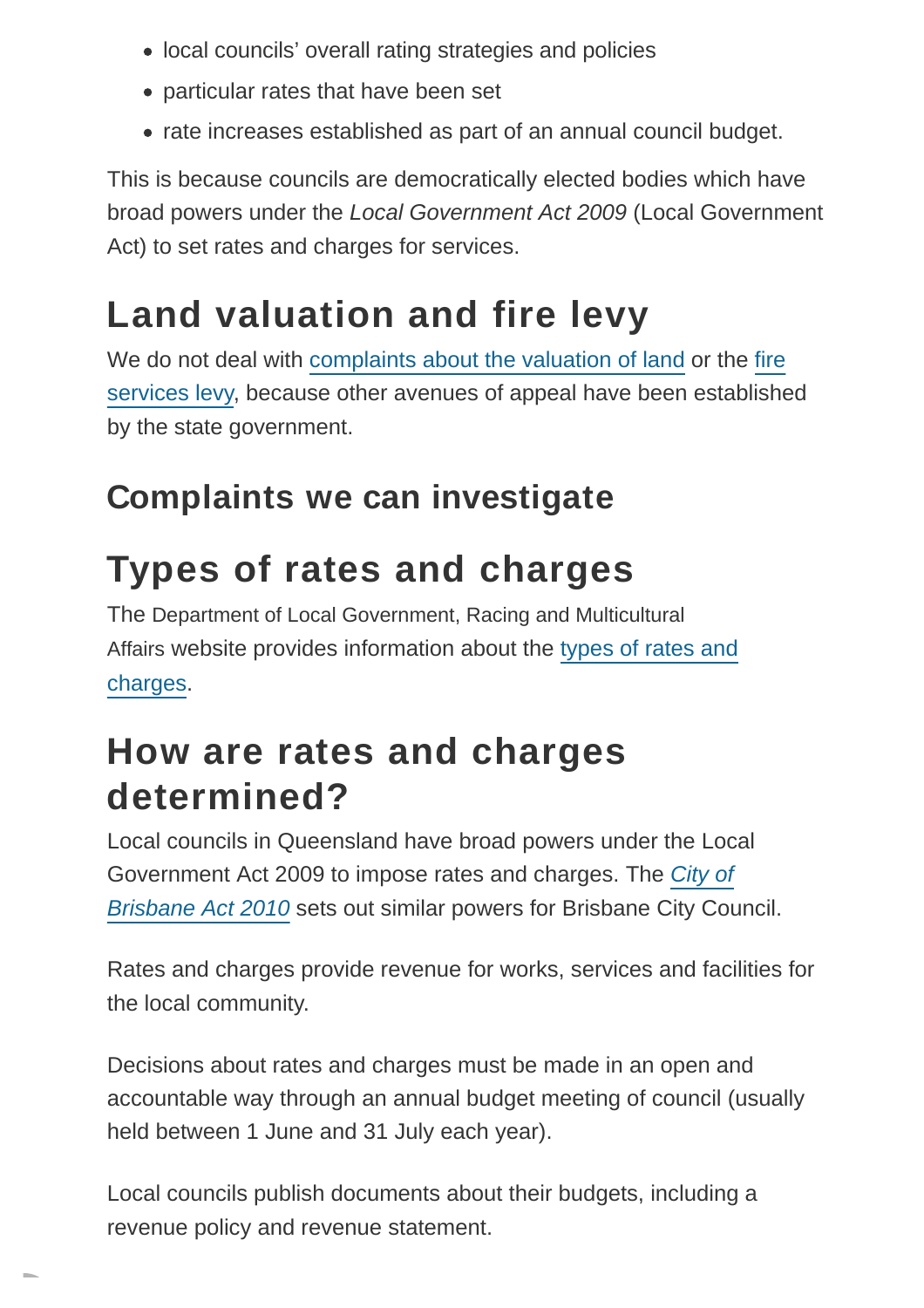- local councils' overall rating strategies and policies
- particular rates that have been set
- rate increases established as part of an annual council budget.

This is because councils are democratically elected bodies which have broad powers under the *Local Government Act 2009* (Local Government Act) to set rates and charges for services.

## Land valuation and fire levy

We do not deal with complaints about the valuation of land or the fire services levy, because other avenues of appeal have been established by the state government.

### Complaints we can investigate

## Types of rates and charges

The Department of Local Government, Racing and Multicultural Affairs website provides information about the types of rates and charges.

## How are rates and charges determined?

Local councils in Queensland have broad powers under the Local Government Act 2009 to impose rates and charges. The *City of Brisbane Act 2010* sets out similar powers for Brisbane City Council.

Rates and charges provide revenue for works, services and facilities for the local community.

Decisions about rates and charges must be made in an open and accountable way through an annual budget meeting of council (usually held between 1 June and 31 July each year).

Local councils publish documents about their budgets, including a revenue policy and revenue statement.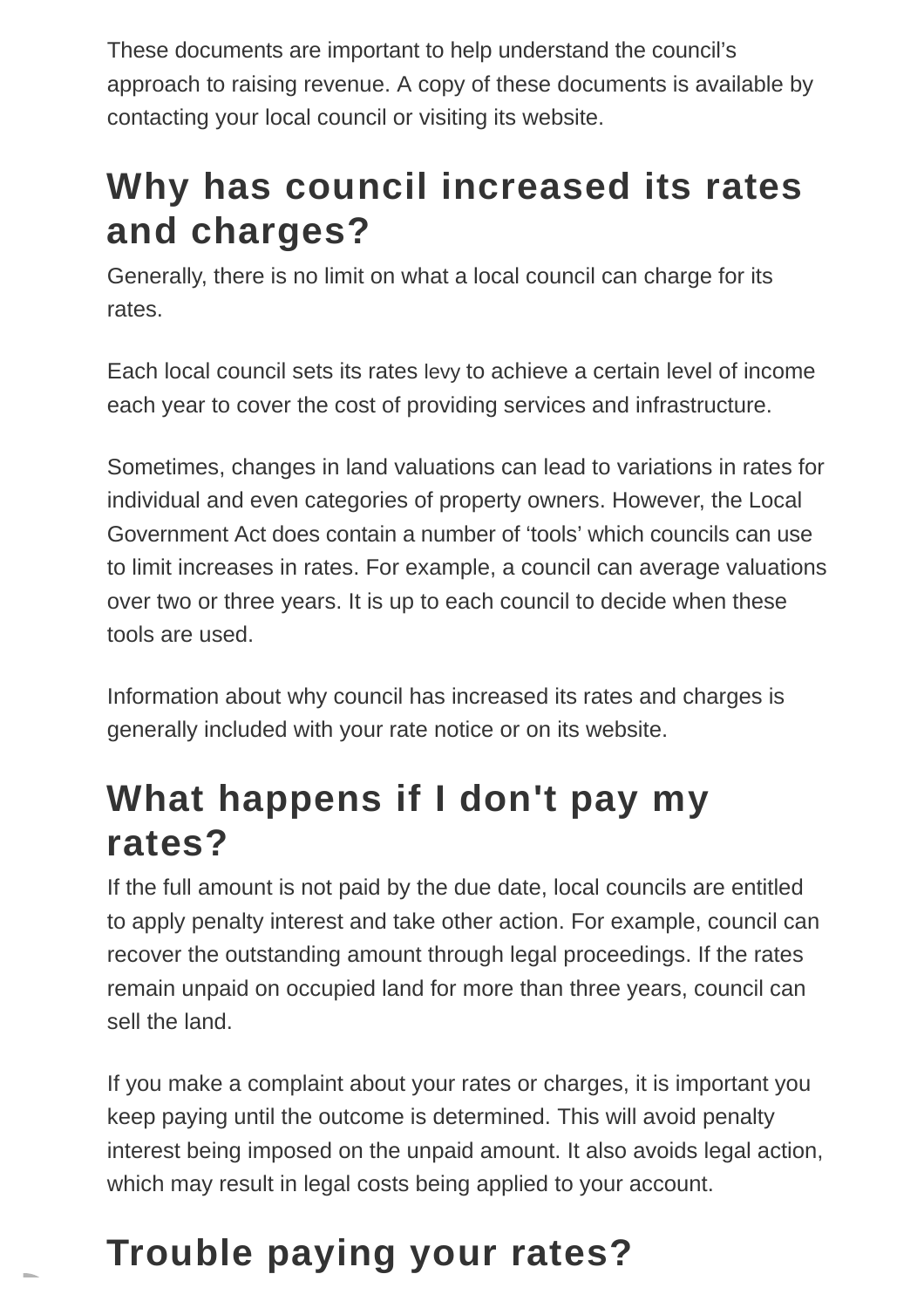These documents are important to help understand the council's approach to raising revenue. A copy of these documents is available by contacting your local council or visiting its website.

## Why has council increased its rates and charges?

Generally, there is no limit on what a local council can charge for its rates.

Each local council sets its rates levy to achieve a certain level of income each year to cover the cost of providing services and infrastructure.

Sometimes, changes in land valuations can lead to variations in rates for individual and even categories of property owners. However, the Local Government Act does contain a number of 'tools' which councils can use to limit increases in rates. For example, a council can average valuations over two or three years. It is up to each council to decide when these tools are used.

Information about why council has increased its rates and charges is generally included with your rate notice or on its website.

## What happens if I don't pay my rates?

If the full amount is not paid by the due date, local councils are entitled to apply penalty interest and take other action. For example, council can recover the outstanding amount through legal proceedings. If the rates remain unpaid on occupied land for more than three years, council can sell the land.

If you make a complaint about your rates or charges, it is important you keep paying until the outcome is determined. This will avoid penalty interest being imposed on the unpaid amount. It also avoids legal action, which may result in legal costs being applied to your account.

## Trouble paying your rates?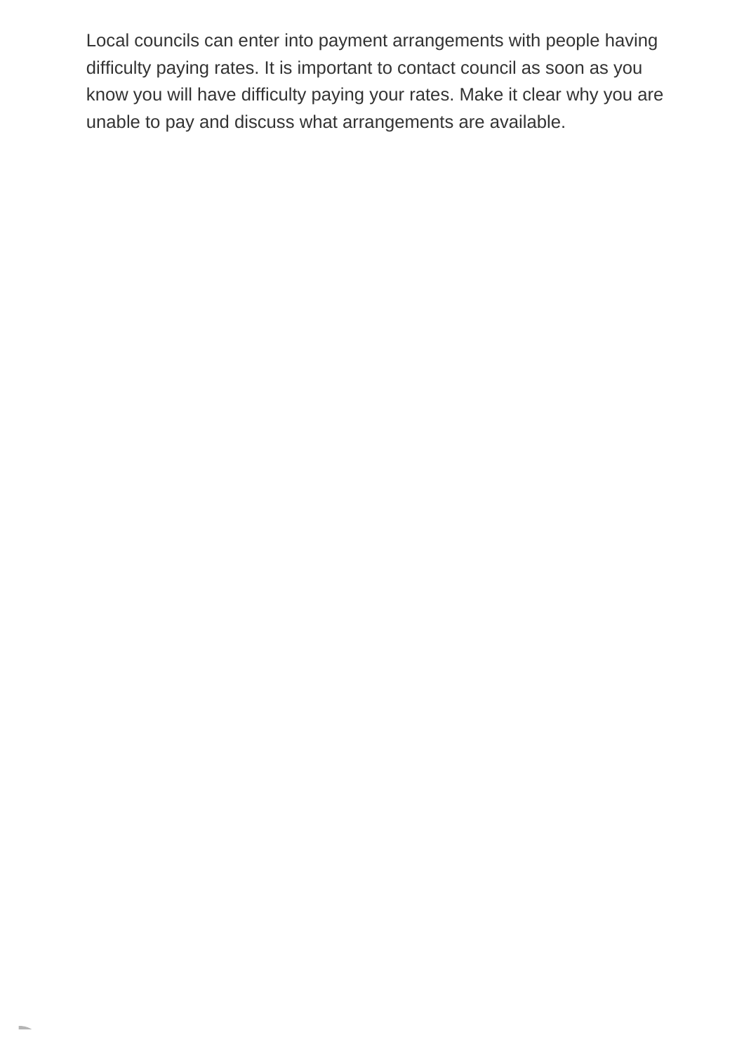Local councils can enter into payment arrangements with people having difficulty paying rates. It is important to contact council as soon as you know you will have difficulty paying your rates. Make it clear why you are unable to pay and discuss what arrangements are available.